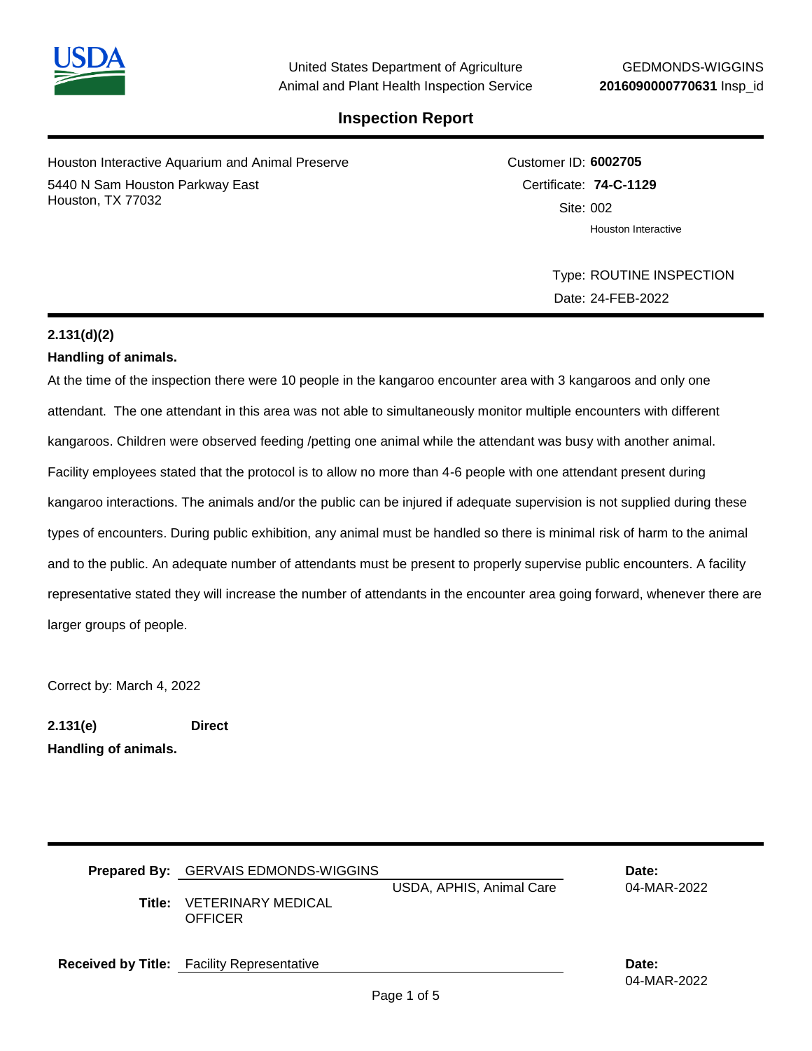United States Department of Agriculture
Animal and Plant Health Inspection Service

GEDMONDS-WIGGINS
**2016090000770631** Insp_id

# Inspection Report

Houston Interactive Aquarium and Animal Preserve
5440 N Sam Houston Parkway East
Houston, TX 77032

Customer ID: **6002705**
Certificate: **74-C-1129**
Site: 002
Houston Interactive

Type: ROUTINE INSPECTION
Date: 24-FEB-2022

**2.131(d)(2)**
**Handling of animals.**

At the time of the inspection there were 10 people in the kangaroo encounter area with 3 kangaroos and only one attendant. The one attendant in this area was not able to simultaneously monitor multiple encounters with different kangaroos. Children were observed feeding /petting one animal while the attendant was busy with another animal. Facility employees stated that the protocol is to allow no more than 4-6 people with one attendant present during kangaroo interactions. The animals and/or the public can be injured if adequate supervision is not supplied during these types of encounters. During public exhibition, any animal must be handled so there is minimal risk of harm to the animal and to the public. An adequate number of attendants must be present to properly supervise public encounters. A facility representative stated they will increase the number of attendants in the encounter area going forward, whenever there are larger groups of people.

Correct by: March 4, 2022

**2.131(e)** **Direct**
**Handling of animals.**

**Prepared By:** GERVAIS EDMONDS-WIGGINS
USDA, APHIS, Animal Care
**Title:** VETERINARY MEDICAL OFFICER
**Date:** 04-MAR-2022

**Received by Title:** Facility Representative
**Date:** 04-MAR-2022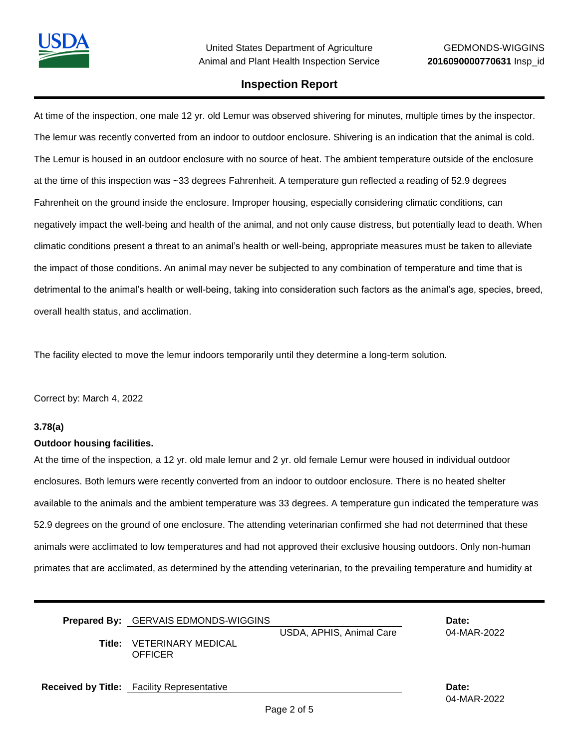At time of the inspection, one male 12 yr. old Lemur was observed shivering for minutes, multiple times by the inspector. The lemur was recently converted from an indoor to outdoor enclosure. Shivering is an indication that the animal is cold. The Lemur is housed in an outdoor enclosure with no source of heat. The ambient temperature outside of the enclosure at the time of this inspection was ~33 degrees Fahrenheit. A temperature gun reflected a reading of 52.9 degrees Fahrenheit on the ground inside the enclosure. Improper housing, especially considering climatic conditions, can negatively impact the well-being and health of the animal, and not only cause distress, but potentially lead to death. When climatic conditions present a threat to an animal's health or well-being, appropriate measures must be taken to alleviate the impact of those conditions. An animal may never be subjected to any combination of temperature and time that is detrimental to the animal's health or well-being, taking into consideration such factors as the animal's age, species, breed, overall health status, and acclimation.

The facility elected to move the lemur indoors temporarily until they determine a long-term solution.

Correct by: March 4, 2022

**3.78(a)**

**Outdoor housing facilities.**

At the time of the inspection, a 12 yr. old male lemur and 2 yr. old female Lemur were housed in individual outdoor enclosures. Both lemurs were recently converted from an indoor to outdoor enclosure. There is no heated shelter available to the animals and the ambient temperature was 33 degrees. A temperature gun indicated the temperature was 52.9 degrees on the ground of one enclosure. The attending veterinarian confirmed she had not determined that these animals were acclimated to low temperatures and had not approved their exclusive housing outdoors. Only non-human primates that are acclimated, as determined by the attending veterinarian, to the prevailing temperature and humidity at

**Prepared By:** GERVAIS EDMONDS-WIGGINS — USDA, APHIS, Animal Care — **Date:** 04-MAR-2022

**Title:** VETERINARY MEDICAL OFFICER

**Received by Title:** Facility Representative — **Date:** 04-MAR-2022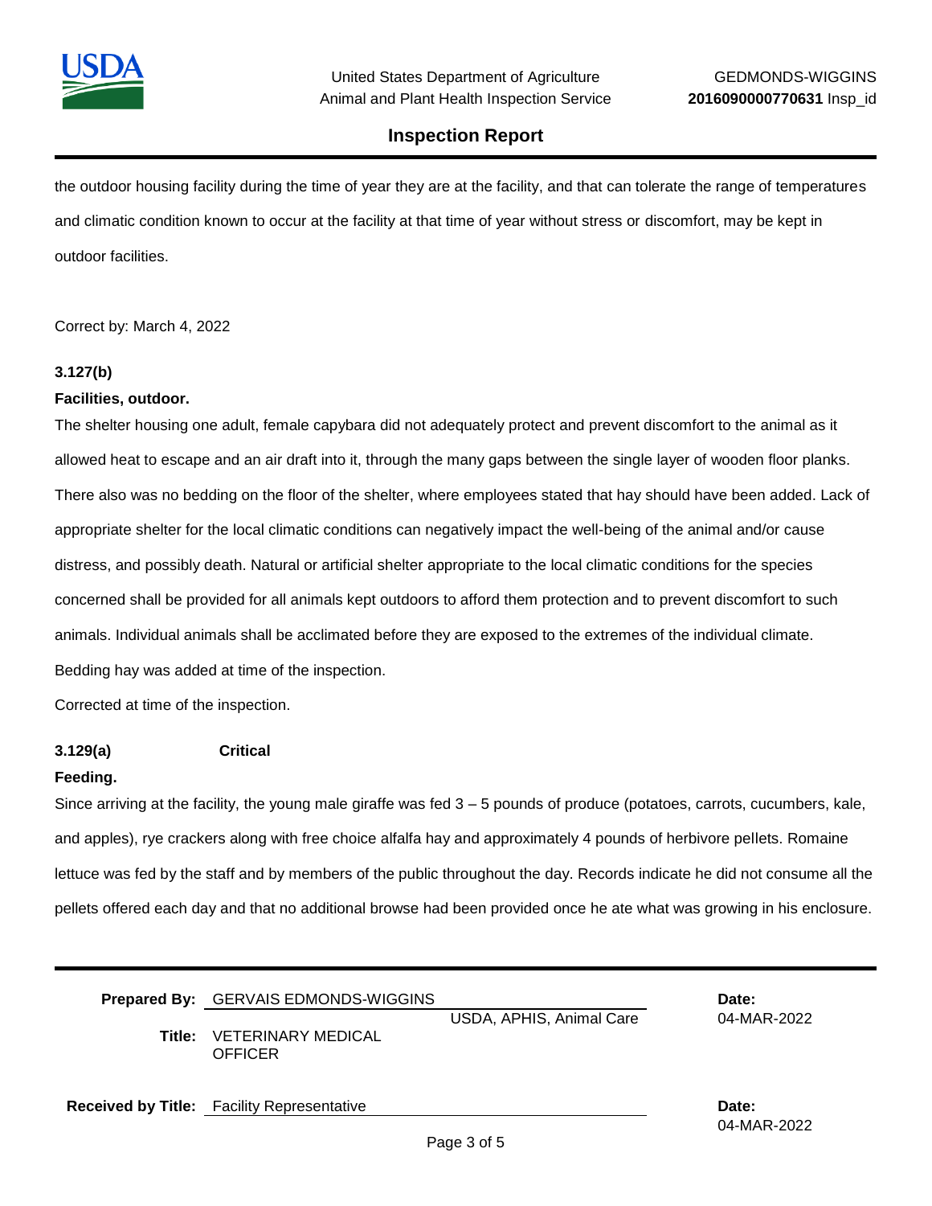the outdoor housing facility during the time of year they are at the facility, and that can tolerate the range of temperatures and climatic condition known to occur at the facility at that time of year without stress or discomfort, may be kept in outdoor facilities.

Correct by: March 4, 2022

**3.127(b)**

**Facilities, outdoor.**

The shelter housing one adult, female capybara did not adequately protect and prevent discomfort to the animal as it allowed heat to escape and an air draft into it, through the many gaps between the single layer of wooden floor planks. There also was no bedding on the floor of the shelter, where employees stated that hay should have been added. Lack of appropriate shelter for the local climatic conditions can negatively impact the well-being of the animal and/or cause distress, and possibly death. Natural or artificial shelter appropriate to the local climatic conditions for the species concerned shall be provided for all animals kept outdoors to afford them protection and to prevent discomfort to such animals. Individual animals shall be acclimated before they are exposed to the extremes of the individual climate. Bedding hay was added at time of the inspection.

Corrected at time of the inspection.

**3.129(a)** **Critical**

**Feeding.**

Since arriving at the facility, the young male giraffe was fed 3 – 5 pounds of produce (potatoes, carrots, cucumbers, kale, and apples), rye crackers along with free choice alfalfa hay and approximately 4 pounds of herbivore pellets. Romaine lettuce was fed by the staff and by members of the public throughout the day. Records indicate he did not consume all the pellets offered each day and that no additional browse had been provided once he ate what was growing in his enclosure.

**Prepared By:** GERVAIS EDMONDS-WIGGINS, USDA, APHIS, Animal Care
**Title:** VETERINARY MEDICAL OFFICER
**Date:** 04-MAR-2022

**Received by Title:** Facility Representative
**Date:** 04-MAR-2022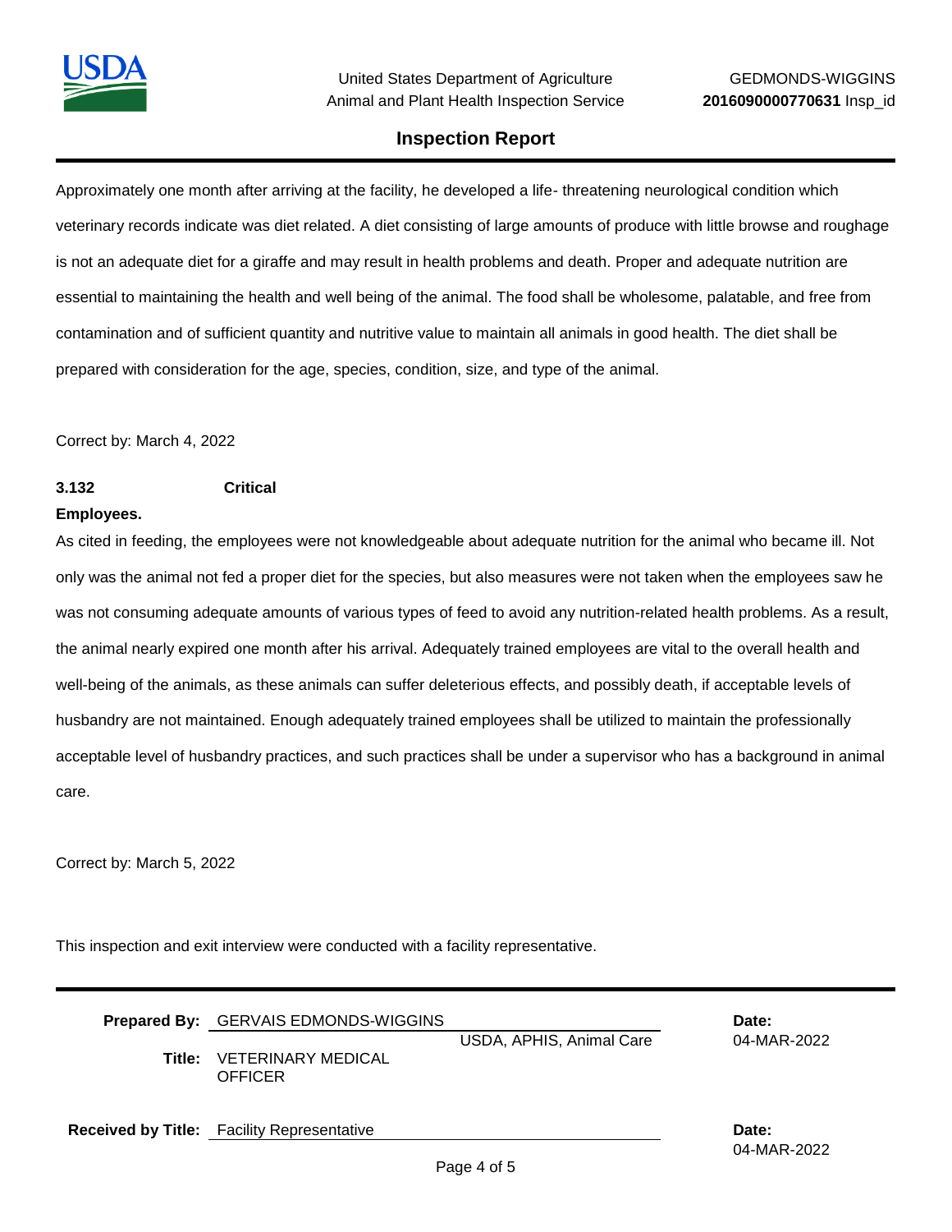Approximately one month after arriving at the facility, he developed a life- threatening neurological condition which veterinary records indicate was diet related. A diet consisting of large amounts of produce with little browse and roughage is not an adequate diet for a giraffe and may result in health problems and death. Proper and adequate nutrition are essential to maintaining the health and well being of the animal. The food shall be wholesome, palatable, and free from contamination and of sufficient quantity and nutritive value to maintain all animals in good health. The diet shall be prepared with consideration for the age, species, condition, size, and type of the animal.

Correct by: March 4, 2022

**3.132 Critical**

**Employees.**

As cited in feeding, the employees were not knowledgeable about adequate nutrition for the animal who became ill. Not only was the animal not fed a proper diet for the species, but also measures were not taken when the employees saw he was not consuming adequate amounts of various types of feed to avoid any nutrition-related health problems. As a result, the animal nearly expired one month after his arrival. Adequately trained employees are vital to the overall health and well-being of the animals, as these animals can suffer deleterious effects, and possibly death, if acceptable levels of husbandry are not maintained. Enough adequately trained employees shall be utilized to maintain the professionally acceptable level of husbandry practices, and such practices shall be under a supervisor who has a background in animal care.

Correct by: March 5, 2022

This inspection and exit interview were conducted with a facility representative.

---

**Prepared By:** GERVAIS EDMONDS-WIGGINS — USDA, APHIS, Animal Care

**Title:** VETERINARY MEDICAL OFFICER

**Date:** 04-MAR-2022

**Received by Title:** Facility Representative

**Date:** 04-MAR-2022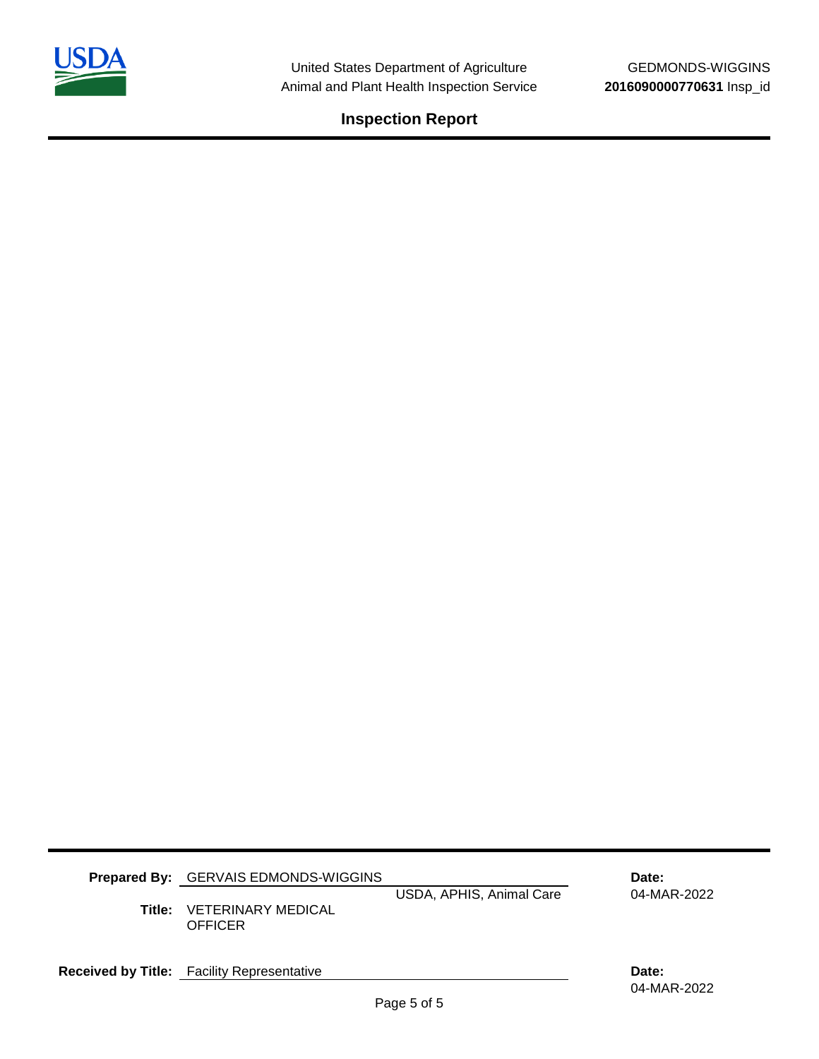**Prepared By:** GERVAIS EDMONDS-WIGGINS
USDA, APHIS, Animal Care

**Title:** VETERINARY MEDICAL OFFICER

**Date:** 04-MAR-2022

**Received by Title:** Facility Representative

**Date:** 04-MAR-2022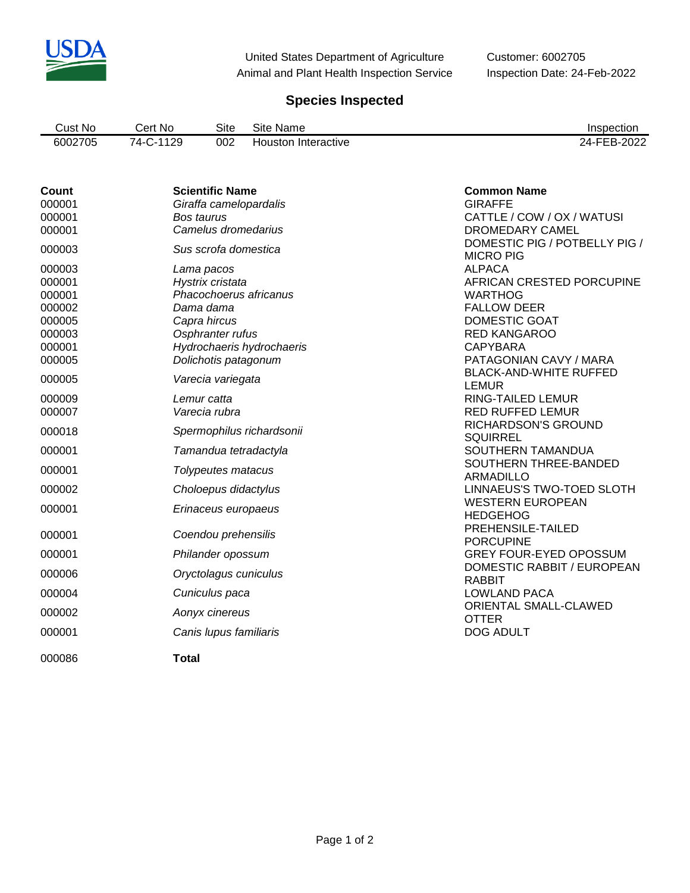United States Department of Agriculture
Animal and Plant Health Inspection Service

Customer: 6002705
Inspection Date: 24-Feb-2022

## Species Inspected

| Cust No | Cert No | Site | Site Name | Inspection |
|---|---|---|---|---|
| 6002705 | 74-C-1129 | 002 | Houston Interactive | 24-FEB-2022 |

| **Count** | **Scientific Name** | **Common Name** |
|---|---|---|
| 000001 | *Giraffa camelopardalis* | GIRAFFE |
| 000001 | *Bos taurus* | CATTLE / COW / OX / WATUSI |
| 000001 | *Camelus dromedarius* | DROMEDARY CAMEL |
| 000003 | *Sus scrofa domestica* | DOMESTIC PIG / POTBELLY PIG / MICRO PIG |
| 000003 | *Lama pacos* | ALPACA |
| 000001 | *Hystrix cristata* | AFRICAN CRESTED PORCUPINE |
| 000001 | *Phacochoerus africanus* | WARTHOG |
| 000002 | *Dama dama* | FALLOW DEER |
| 000005 | *Capra hircus* | DOMESTIC GOAT |
| 000003 | *Osphranter rufus* | RED KANGAROO |
| 000001 | *Hydrochaeris hydrochaeris* | CAPYBARA |
| 000005 | *Dolichotis patagonum* | PATAGONIAN CAVY / MARA |
| 000005 | *Varecia variegata* | BLACK-AND-WHITE RUFFED LEMUR |
| 000009 | *Lemur catta* | RING-TAILED LEMUR |
| 000007 | *Varecia rubra* | RED RUFFED LEMUR |
| 000018 | *Spermophilus richardsonii* | RICHARDSON'S GROUND SQUIRREL |
| 000001 | *Tamandua tetradactyla* | SOUTHERN TAMANDUA |
| 000001 | *Tolypeutes matacus* | SOUTHERN THREE-BANDED ARMADILLO |
| 000002 | *Choloepus didactylus* | LINNAEUS'S TWO-TOED SLOTH |
| 000001 | *Erinaceus europaeus* | WESTERN EUROPEAN HEDGEHOG |
| 000001 | *Coendou prehensilis* | PREHENSILE-TAILED PORCUPINE |
| 000001 | *Philander opossum* | GREY FOUR-EYED OPOSSUM |
| 000006 | *Oryctolagus cuniculus* | DOMESTIC RABBIT / EUROPEAN RABBIT |
| 000004 | *Cuniculus paca* | LOWLAND PACA |
| 000002 | *Aonyx cinereus* | ORIENTAL SMALL-CLAWED OTTER |
| 000001 | *Canis lupus familiaris* | DOG ADULT |
| 000086 | **Total** | |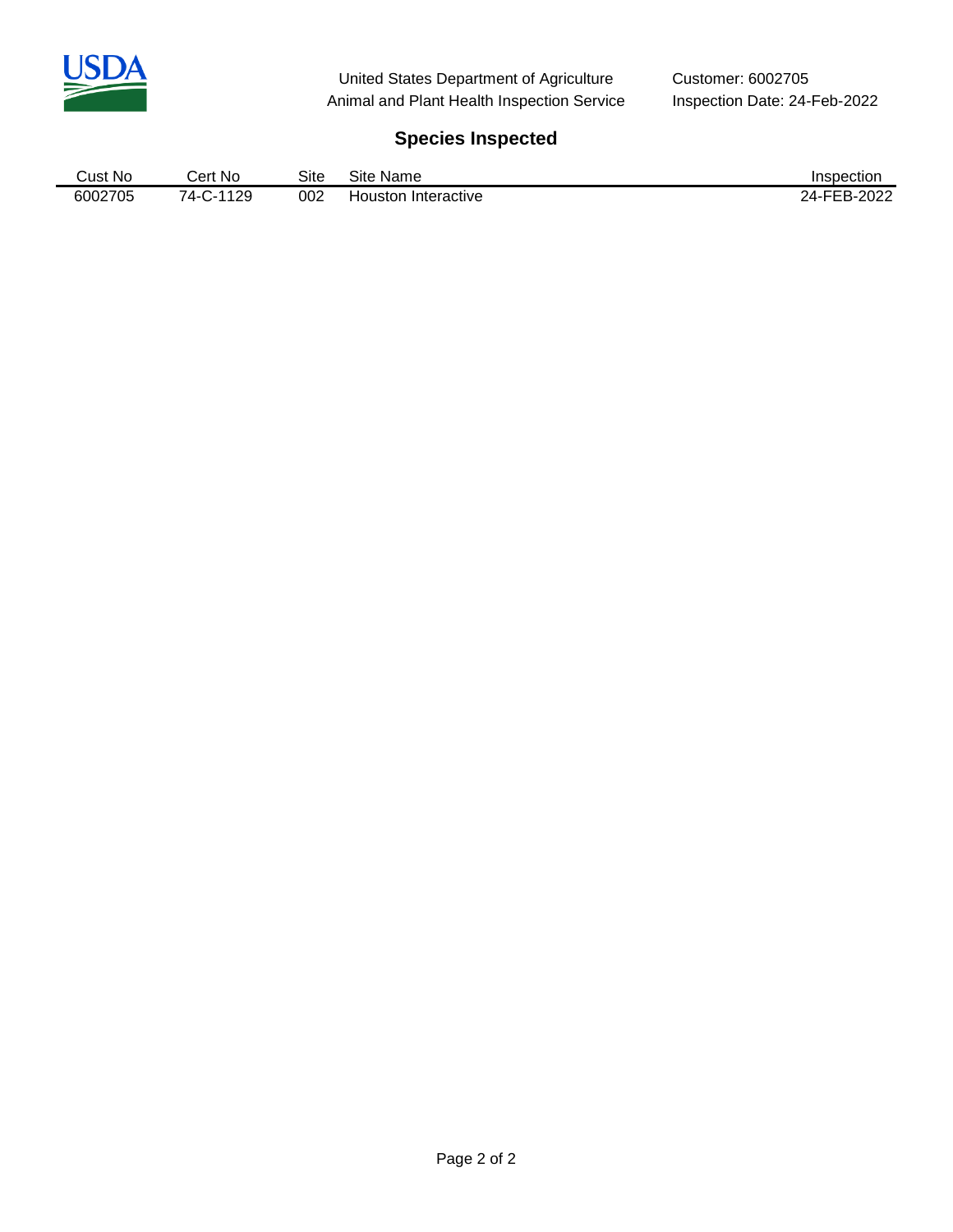United States Department of Agriculture
Animal and Plant Health Inspection Service

Customer: 6002705
Inspection Date: 24-Feb-2022

## Species Inspected

| Cust No | Cert No | Site | Site Name | Inspection |
|---|---|---|---|---|
| 6002705 | 74-C-1129 | 002 | Houston Interactive | 24-FEB-2022 |